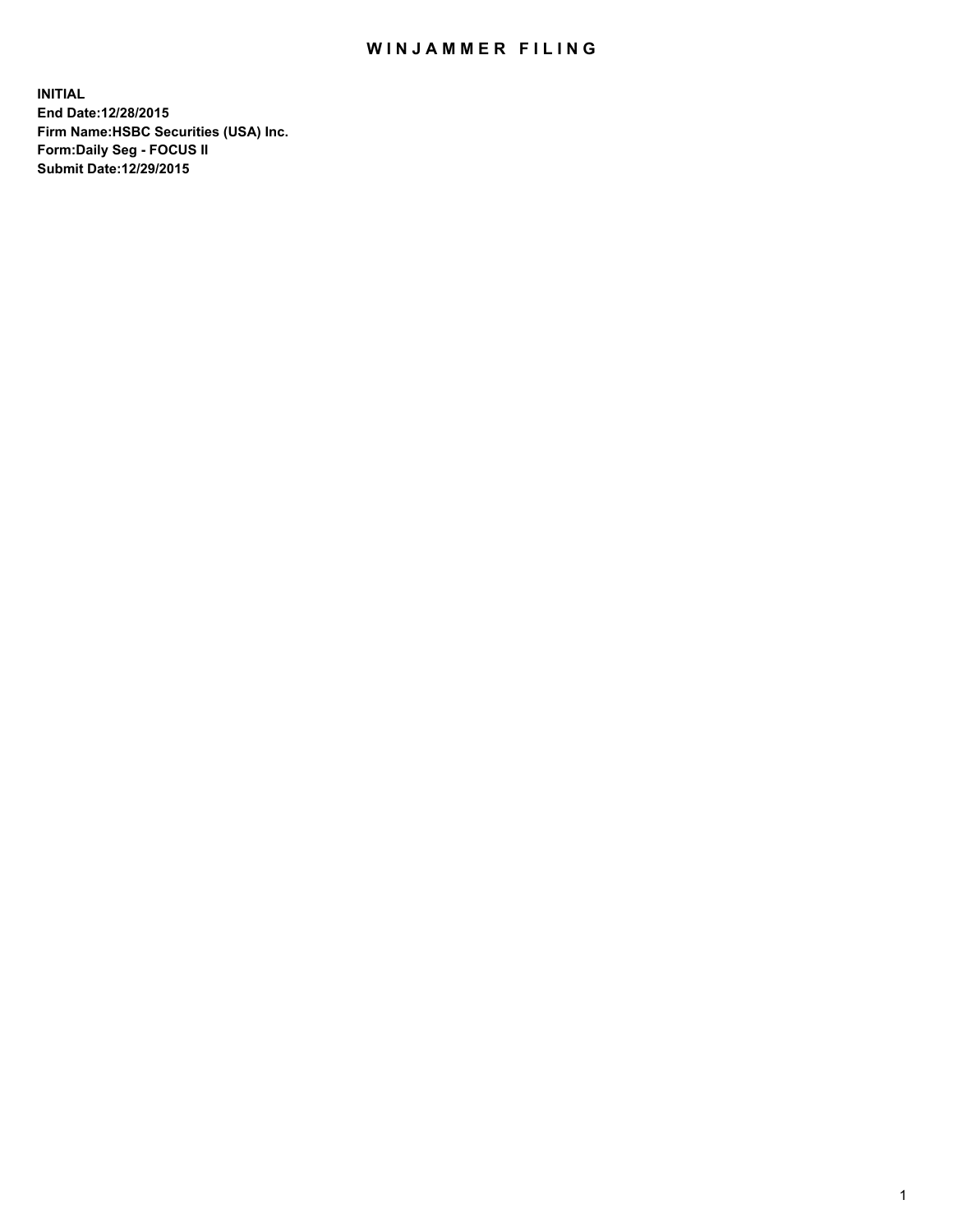# WINJAMMER FILING

**INITIAL**
**End Date:12/28/2015**
**Firm Name:HSBC Securities (USA) Inc.**
**Form:Daily Seg - FOCUS II**
**Submit Date:12/29/2015**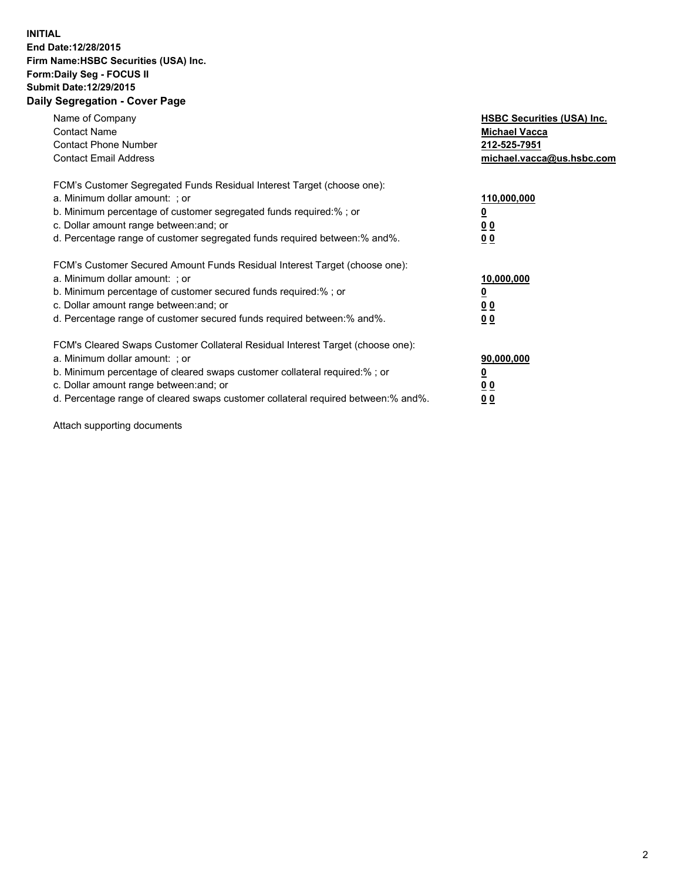**INITIAL**
**End Date:12/28/2015**
**Firm Name:HSBC Securities (USA) Inc.**
**Form:Daily Seg - FOCUS II**
**Submit Date:12/29/2015**

## Daily Segregation - Cover Page

| | |
|---|---|
| Name of Company | **HSBC Securities (USA) Inc.** |
| Contact Name | **Michael Vacca** |
| Contact Phone Number | **212-525-7951** |
| Contact Email Address | **michael.vacca@us.hsbc.com** |

| | |
|---|---|
| FCM's Customer Segregated Funds Residual Interest Target (choose one): | |
| a. Minimum dollar amount: ; or | **110,000,000** |
| b. Minimum percentage of customer segregated funds required:% ; or | **0** |
| c. Dollar amount range between:and; or | **0 0** |
| d. Percentage range of customer segregated funds required between:% and%. | **0 0** |

| | |
|---|---|
| FCM's Customer Secured Amount Funds Residual Interest Target (choose one): | |
| a. Minimum dollar amount: ; or | **10,000,000** |
| b. Minimum percentage of customer secured funds required:% ; or | **0** |
| c. Dollar amount range between:and; or | **0 0** |
| d. Percentage range of customer secured funds required between:% and%. | **0 0** |

| | |
|---|---|
| FCM's Cleared Swaps Customer Collateral Residual Interest Target (choose one): | |
| a. Minimum dollar amount: ; or | **90,000,000** |
| b. Minimum percentage of cleared swaps customer collateral required:% ; or | **0** |
| c. Dollar amount range between:and; or | **0 0** |
| d. Percentage range of cleared swaps customer collateral required between:% and%. | **0 0** |

Attach supporting documents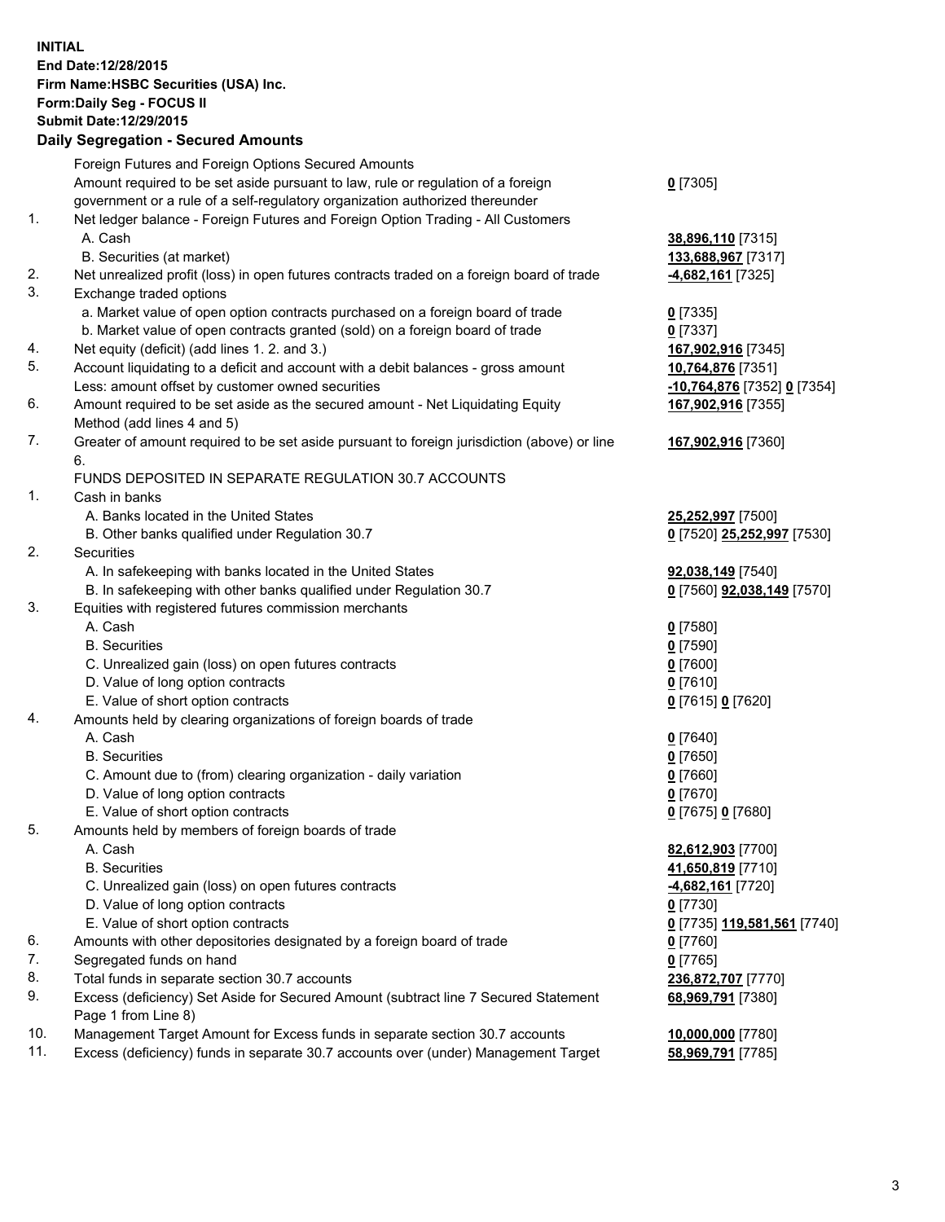**INITIAL**
**End Date:12/28/2015**
**Firm Name:HSBC Securities (USA) Inc.**
**Form:Daily Seg - FOCUS II**
**Submit Date:12/29/2015**

## Daily Segregation - Secured Amounts

| | | |
|---|---|---|
| | Foreign Futures and Foreign Options Secured Amounts | |
| | Amount required to be set aside pursuant to law, rule or regulation of a foreign government or a rule of a self-regulatory organization authorized thereunder | **0** [7305] |
| 1. | Net ledger balance - Foreign Futures and Foreign Option Trading - All Customers | |
| | A. Cash | **38,896,110** [7315] |
| | B. Securities (at market) | **133,688,967** [7317] |
| 2. | Net unrealized profit (loss) in open futures contracts traded on a foreign board of trade | **-4,682,161** [7325] |
| 3. | Exchange traded options | |
| | a. Market value of open option contracts purchased on a foreign board of trade | **0** [7335] |
| | b. Market value of open contracts granted (sold) on a foreign board of trade | **0** [7337] |
| 4. | Net equity (deficit) (add lines 1. 2. and 3.) | **167,902,916** [7345] |
| 5. | Account liquidating to a deficit and account with a debit balances - gross amount | **10,764,876** [7351] |
| | Less: amount offset by customer owned securities | **-10,764,876** [7352] **0** [7354] |
| 6. | Amount required to be set aside as the secured amount - Net Liquidating Equity Method (add lines 4 and 5) | **167,902,916** [7355] |
| 7. | Greater of amount required to be set aside pursuant to foreign jurisdiction (above) or line 6. | **167,902,916** [7360] |
| | FUNDS DEPOSITED IN SEPARATE REGULATION 30.7 ACCOUNTS | |
| 1. | Cash in banks | |
| | A. Banks located in the United States | **25,252,997** [7500] |
| | B. Other banks qualified under Regulation 30.7 | **0** [7520] **25,252,997** [7530] |
| 2. | Securities | |
| | A. In safekeeping with banks located in the United States | **92,038,149** [7540] |
| | B. In safekeeping with other banks qualified under Regulation 30.7 | **0** [7560] **92,038,149** [7570] |
| 3. | Equities with registered futures commission merchants | |
| | A. Cash | **0** [7580] |
| | B. Securities | **0** [7590] |
| | C. Unrealized gain (loss) on open futures contracts | **0** [7600] |
| | D. Value of long option contracts | **0** [7610] |
| | E. Value of short option contracts | **0** [7615] **0** [7620] |
| 4. | Amounts held by clearing organizations of foreign boards of trade | |
| | A. Cash | **0** [7640] |
| | B. Securities | **0** [7650] |
| | C. Amount due to (from) clearing organization - daily variation | **0** [7660] |
| | D. Value of long option contracts | **0** [7670] |
| | E. Value of short option contracts | **0** [7675] **0** [7680] |
| 5. | Amounts held by members of foreign boards of trade | |
| | A. Cash | **82,612,903** [7700] |
| | B. Securities | **41,650,819** [7710] |
| | C. Unrealized gain (loss) on open futures contracts | **-4,682,161** [7720] |
| | D. Value of long option contracts | **0** [7730] |
| | E. Value of short option contracts | **0** [7735] **119,581,561** [7740] |
| 6. | Amounts with other depositories designated by a foreign board of trade | **0** [7760] |
| 7. | Segregated funds on hand | **0** [7765] |
| 8. | Total funds in separate section 30.7 accounts | **236,872,707** [7770] |
| 9. | Excess (deficiency) Set Aside for Secured Amount (subtract line 7 Secured Statement Page 1 from Line 8) | **68,969,791** [7380] |
| 10. | Management Target Amount for Excess funds in separate section 30.7 accounts | **10,000,000** [7780] |
| 11. | Excess (deficiency) funds in separate 30.7 accounts over (under) Management Target | **58,969,791** [7785] |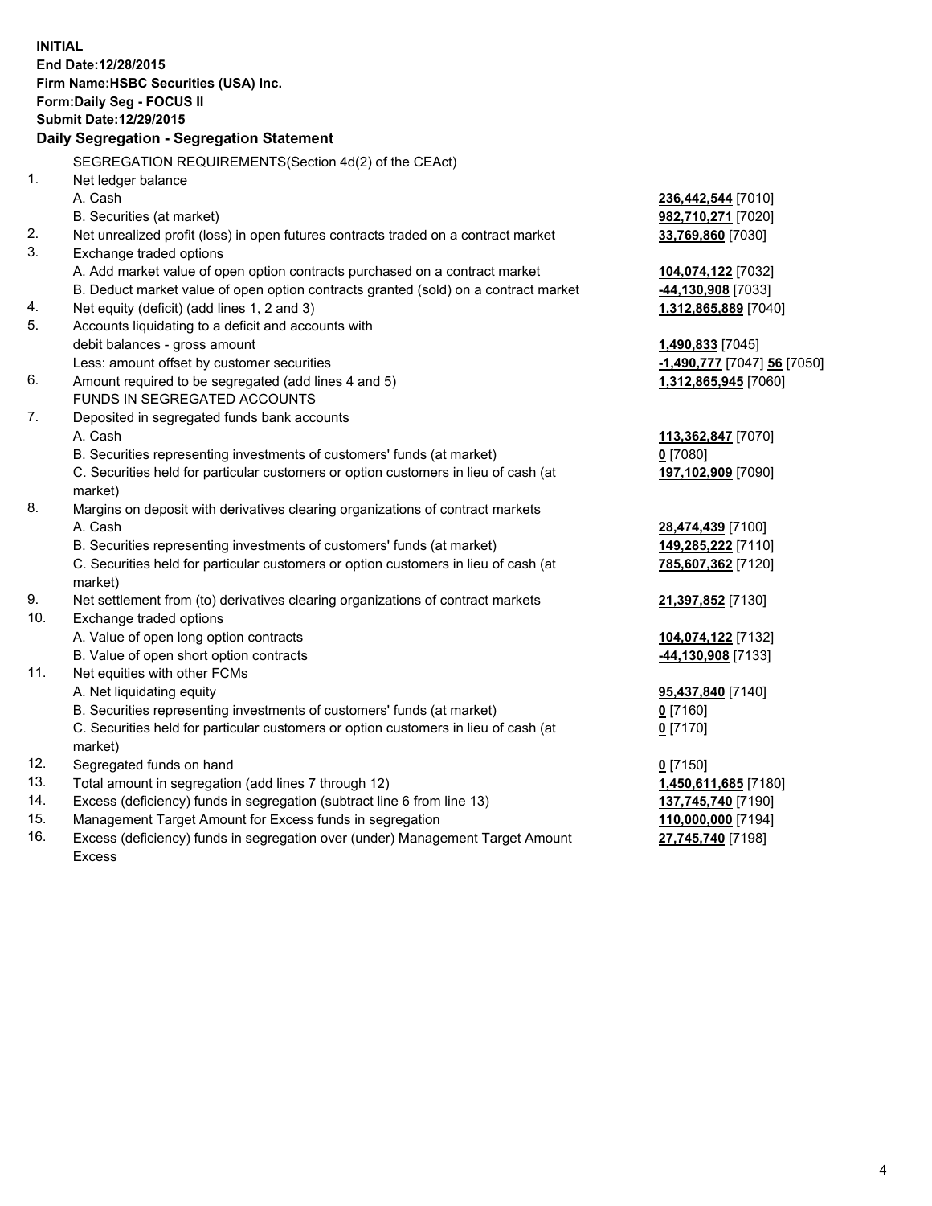**INITIAL**
**End Date:12/28/2015**
**Firm Name:HSBC Securities (USA) Inc.**
**Form:Daily Seg - FOCUS II**
**Submit Date:12/29/2015**

**Daily Segregation - Segregation Statement**

SEGREGATION REQUIREMENTS(Section 4d(2) of the CEAct)

| | | |
|---|---|---|
| 1. | Net ledger balance | |
| | A. Cash | **236,442,544** [7010] |
| | B. Securities (at market) | **982,710,271** [7020] |
| 2. | Net unrealized profit (loss) in open futures contracts traded on a contract market | **33,769,860** [7030] |
| 3. | Exchange traded options | |
| | A. Add market value of open option contracts purchased on a contract market | **104,074,122** [7032] |
| | B. Deduct market value of open option contracts granted (sold) on a contract market | **-44,130,908** [7033] |
| 4. | Net equity (deficit) (add lines 1, 2 and 3) | **1,312,865,889** [7040] |
| 5. | Accounts liquidating to a deficit and accounts with debit balances - gross amount | **1,490,833** [7045] |
| | Less: amount offset by customer securities | **-1,490,777** [7047] **56** [7050] |
| 6. | Amount required to be segregated (add lines 4 and 5) | **1,312,865,945** [7060] |
| | FUNDS IN SEGREGATED ACCOUNTS | |
| 7. | Deposited in segregated funds bank accounts | |
| | A. Cash | **113,362,847** [7070] |
| | B. Securities representing investments of customers' funds (at market) | **0** [7080] |
| | C. Securities held for particular customers or option customers in lieu of cash (at market) | **197,102,909** [7090] |
| 8. | Margins on deposit with derivatives clearing organizations of contract markets | |
| | A. Cash | **28,474,439** [7100] |
| | B. Securities representing investments of customers' funds (at market) | **149,285,222** [7110] |
| | C. Securities held for particular customers or option customers in lieu of cash (at market) | **785,607,362** [7120] |
| 9. | Net settlement from (to) derivatives clearing organizations of contract markets | **21,397,852** [7130] |
| 10. | Exchange traded options | |
| | A. Value of open long option contracts | **104,074,122** [7132] |
| | B. Value of open short option contracts | **-44,130,908** [7133] |
| 11. | Net equities with other FCMs | |
| | A. Net liquidating equity | **95,437,840** [7140] |
| | B. Securities representing investments of customers' funds (at market) | **0** [7160] |
| | C. Securities held for particular customers or option customers in lieu of cash (at market) | **0** [7170] |
| 12. | Segregated funds on hand | **0** [7150] |
| 13. | Total amount in segregation (add lines 7 through 12) | **1,450,611,685** [7180] |
| 14. | Excess (deficiency) funds in segregation (subtract line 6 from line 13) | **137,745,740** [7190] |
| 15. | Management Target Amount for Excess funds in segregation | **110,000,000** [7194] |
| 16. | Excess (deficiency) funds in segregation over (under) Management Target Amount Excess | **27,745,740** [7198] |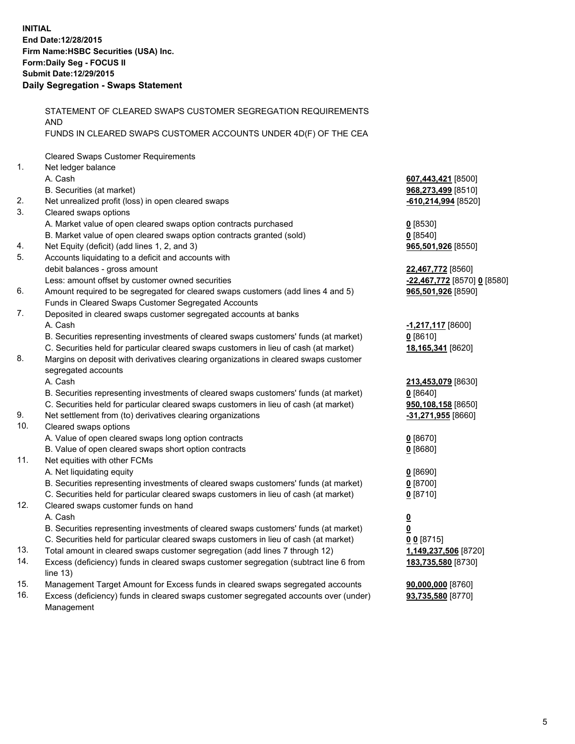**INITIAL**
**End Date:12/28/2015**
**Firm Name:HSBC Securities (USA) Inc.**
**Form:Daily Seg - FOCUS II**
**Submit Date:12/29/2015**
**Daily Segregation - Swaps Statement**

STATEMENT OF CLEARED SWAPS CUSTOMER SEGREGATION REQUIREMENTS AND FUNDS IN CLEARED SWAPS CUSTOMER ACCOUNTS UNDER 4D(F) OF THE CEA

| | | |
|---|---|---|
| | Cleared Swaps Customer Requirements | |
| 1. | Net ledger balance | |
| | A. Cash | **607,443,421** [8500] |
| | B. Securities (at market) | **968,273,499** [8510] |
| 2. | Net unrealized profit (loss) in open cleared swaps | **-610,214,994** [8520] |
| 3. | Cleared swaps options | |
| | A. Market value of open cleared swaps option contracts purchased | **0** [8530] |
| | B. Market value of open cleared swaps option contracts granted (sold) | **0** [8540] |
| 4. | Net Equity (deficit) (add lines 1, 2, and 3) | **965,501,926** [8550] |
| 5. | Accounts liquidating to a deficit and accounts with debit balances - gross amount | **22,467,772** [8560] |
| | Less: amount offset by customer owned securities | **-22,467,772** [8570] **0** [8580] |
| 6. | Amount required to be segregated for cleared swaps customers (add lines 4 and 5) | **965,501,926** [8590] |
| | Funds in Cleared Swaps Customer Segregated Accounts | |
| 7. | Deposited in cleared swaps customer segregated accounts at banks | |
| | A. Cash | **-1,217,117** [8600] |
| | B. Securities representing investments of cleared swaps customers' funds (at market) | **0** [8610] |
| | C. Securities held for particular cleared swaps customers in lieu of cash (at market) | **18,165,341** [8620] |
| 8. | Margins on deposit with derivatives clearing organizations in cleared swaps customer segregated accounts | |
| | A. Cash | **213,453,079** [8630] |
| | B. Securities representing investments of cleared swaps customers' funds (at market) | **0** [8640] |
| | C. Securities held for particular cleared swaps customers in lieu of cash (at market) | **950,108,158** [8650] |
| 9. | Net settlement from (to) derivatives clearing organizations | **-31,271,955** [8660] |
| 10. | Cleared swaps options | |
| | A. Value of open cleared swaps long option contracts | **0** [8670] |
| | B. Value of open cleared swaps short option contracts | **0** [8680] |
| 11. | Net equities with other FCMs | |
| | A. Net liquidating equity | **0** [8690] |
| | B. Securities representing investments of cleared swaps customers' funds (at market) | **0** [8700] |
| | C. Securities held for particular cleared swaps customers in lieu of cash (at market) | **0** [8710] |
| 12. | Cleared swaps customer funds on hand | |
| | A. Cash | **0** |
| | B. Securities representing investments of cleared swaps customers' funds (at market) | **0** |
| | C. Securities held for particular cleared swaps customers in lieu of cash (at market) | **0** **0** [8715] |
| 13. | Total amount in cleared swaps customer segregation (add lines 7 through 12) | **1,149,237,506** [8720] |
| 14. | Excess (deficiency) funds in cleared swaps customer segregation (subtract line 6 from line 13) | **183,735,580** [8730] |
| 15. | Management Target Amount for Excess funds in cleared swaps segregated accounts | **90,000,000** [8760] |
| 16. | Excess (deficiency) funds in cleared swaps customer segregated accounts over (under) Management | **93,735,580** [8770] |